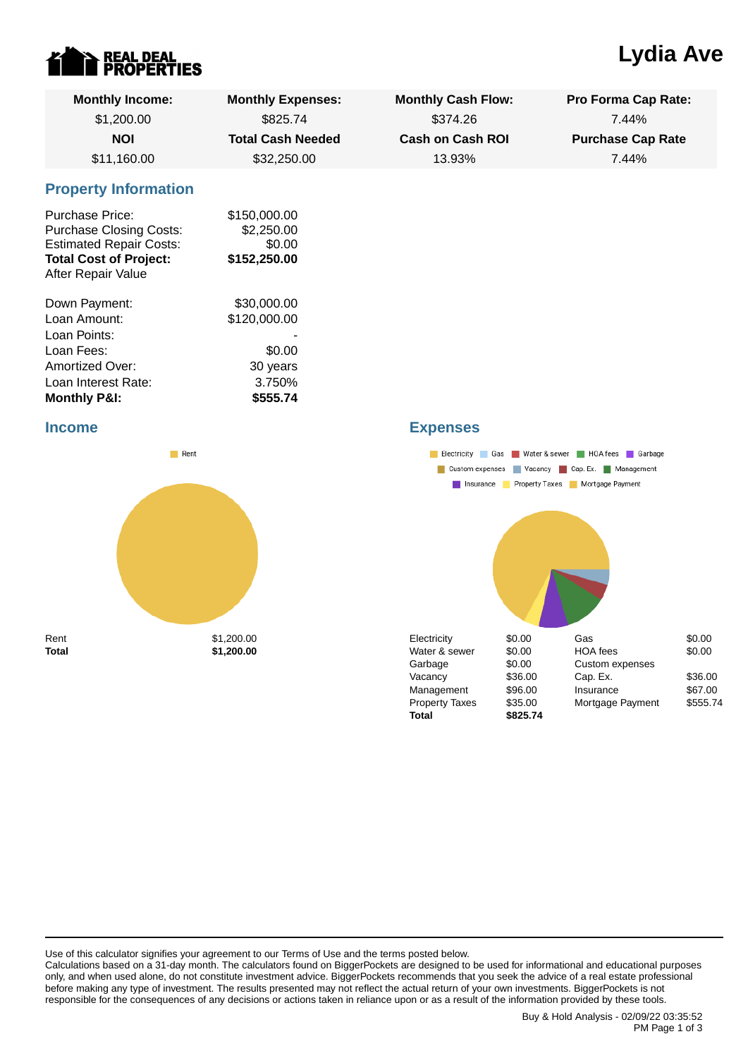REAL DEAL PROPERTIES

# Lydia Ave

| Monthly Income: | Monthly Expenses: | Monthly Cash Flow: | Pro Forma Cap Rate: |
|---|---|---|---|
| $1,200.00 | $825.74 | $374.26 | 7.44% |
| **NOI** | **Total Cash Needed** | **Cash on Cash ROI** | **Purchase Cap Rate** |
| $11,160.00 | $32,250.00 | 13.93% | 7.44% |

## Property Information

| | |
|---|---|
| Purchase Price: | $150,000.00 |
| Purchase Closing Costs: | $2,250.00 |
| Estimated Repair Costs: | $0.00 |
| **Total Cost of Project:** | **$152,250.00** |
| After Repair Value | |

| | |
|---|---|
| Down Payment: | $30,000.00 |
| Loan Amount: | $120,000.00 |
| Loan Points: | - |
| Loan Fees: | $0.00 |
| Amortized Over: | 30 years |
| Loan Interest Rate: | 3.750% |
| **Monthly P&I:** | **$555.74** |

## Income

| | |
|---|---|
| Rent | $1,200.00 |
| **Total** | **$1,200.00** |

## Expenses

| | | | |
|---|---|---|---|
| Electricity | $0.00 | Gas | $0.00 |
| Water & sewer | $0.00 | HOA fees | $0.00 |
| Garbage | $0.00 | Custom expenses | |
| Vacancy | $36.00 | Cap. Ex. | $36.00 |
| Management | $96.00 | Insurance | $67.00 |
| Property Taxes | $35.00 | Mortgage Payment | $555.74 |
| **Total** | **$825.74** | | |

Use of this calculator signifies your agreement to our Terms of Use and the terms posted below.
Calculations based on a 31-day month. The calculators found on BiggerPockets are designed to be used for informational and educational purposes only, and when used alone, do not constitute investment advice. BiggerPockets recommends that you seek the advice of a real estate professional before making any type of investment. The results presented may not reflect the actual return of your own investments. BiggerPockets is not responsible for the consequences of any decisions or actions taken in reliance upon or as a result of the information provided by these tools.

Buy & Hold Analysis - 02/09/22 03:35:52 PM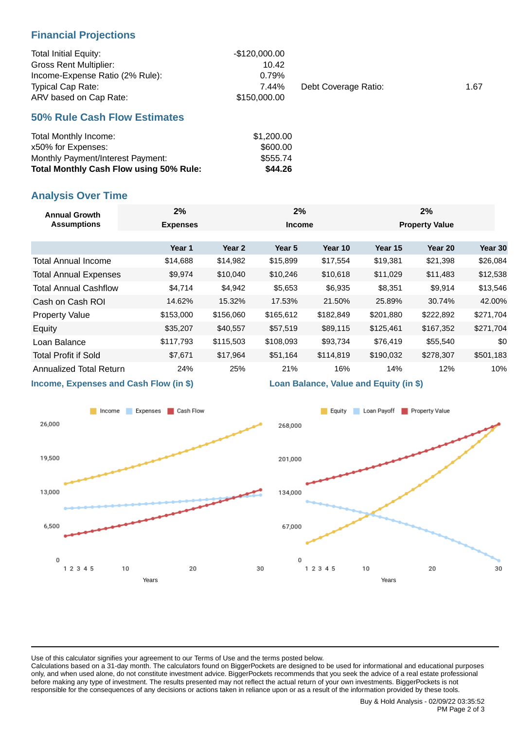## Financial Projections

| | | | |
|---|---|---|---|
| Total Initial Equity: | -$120,000.00 | | |
| Gross Rent Multiplier: | 10.42 | | |
| Income-Expense Ratio (2% Rule): | 0.79% | | |
| Typical Cap Rate: | 7.44% | Debt Coverage Ratio: | 1.67 |
| ARV based on Cap Rate: | $150,000.00 | | |

## 50% Rule Cash Flow Estimates

| | |
|---|---|
| Total Monthly Income: | $1,200.00 |
| x50% for Expenses: | $600.00 |
| Monthly Payment/Interest Payment: | $555.74 |
| **Total Monthly Cash Flow using 50% Rule:** | **$44.26** |

## Analysis Over Time

| Annual Growth Assumptions | 2% Expenses | 2% Income | 2% Property Value |
|---|---|---|---|

| | Year 1 | Year 2 | Year 5 | Year 10 | Year 15 | Year 20 | Year 30 |
|---|---|---|---|---|---|---|---|
| Total Annual Income | $14,688 | $14,982 | $15,899 | $17,554 | $19,381 | $21,398 | $26,084 |
| Total Annual Expenses | $9,974 | $10,040 | $10,246 | $10,618 | $11,029 | $11,483 | $12,538 |
| Total Annual Cashflow | $4,714 | $4,942 | $5,653 | $6,935 | $8,351 | $9,914 | $13,546 |
| Cash on Cash ROI | 14.62% | 15.32% | 17.53% | 21.50% | 25.89% | 30.74% | 42.00% |
| Property Value | $153,000 | $156,060 | $165,612 | $182,849 | $201,880 | $222,892 | $271,704 |
| Equity | $35,207 | $40,557 | $57,519 | $89,115 | $125,461 | $167,352 | $271,704 |
| Loan Balance | $117,793 | $115,503 | $108,093 | $93,734 | $76,419 | $55,540 | $0 |
| Total Profit if Sold | $7,671 | $17,964 | $51,164 | $114,819 | $190,032 | $278,307 | $501,183 |
| Annualized Total Return | 24% | 25% | 21% | 16% | 14% | 12% | 10% |

### Income, Expenses and Cash Flow (in $)

### Loan Balance, Value and Equity (in $)

Use of this calculator signifies your agreement to our Terms of Use and the terms posted below.
Calculations based on a 31-day month. The calculators found on BiggerPockets are designed to be used for informational and educational purposes only, and when used alone, do not constitute investment advice. BiggerPockets recommends that you seek the advice of a real estate professional before making any type of investment. The results presented may not reflect the actual return of your own investments. BiggerPockets is not responsible for the consequences of any decisions or actions taken in reliance upon or as a result of the information provided by these tools.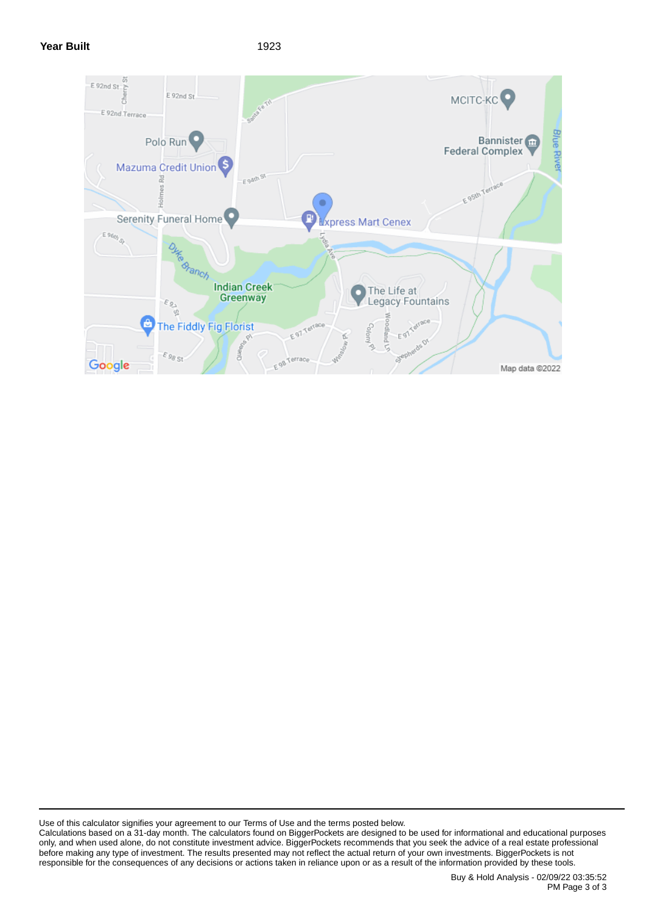| | |
|---|---|
| **Year Built** | 1923 |

Use of this calculator signifies your agreement to our Terms of Use and the terms posted below.
Calculations based on a 31-day month. The calculators found on BiggerPockets are designed to be used for informational and educational purposes only, and when used alone, do not constitute investment advice. BiggerPockets recommends that you seek the advice of a real estate professional before making any type of investment. The results presented may not reflect the actual return of your own investments. BiggerPockets is not responsible for the consequences of any decisions or actions taken in reliance upon or as a result of the information provided by these tools.